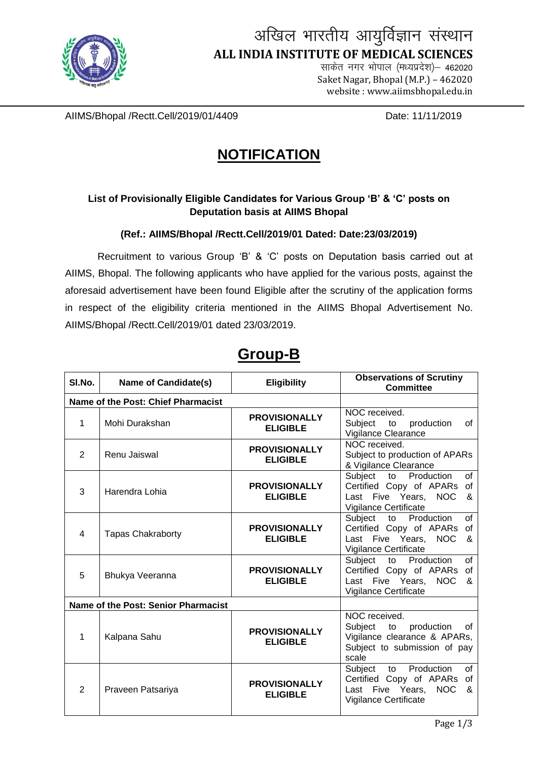अखिल भारतीय आयुर्विज्ञान संस्थान

**ALL INDIA INSTITUTE OF MEDICAL SCIENCES**

साकेत नगर भोपाल (मध्यप्रदेश)– 462020

Saket Nagar, Bhopal (M.P.) – 462020

website : www.aiimsbhopal.edu.in

AIIMS/Bhopal /Rectt.Cell/2019/01/4409 Date: 11/11/2019

# NOTIFICATION

**List of Provisionally Eligible Candidates for Various Group 'B' & 'C' posts on Deputation basis at AIIMS Bhopal**

**(Ref.: AIIMS/Bhopal /Rectt.Cell/2019/01 Dated: Date:23/03/2019)**

Recruitment to various Group 'B' & 'C' posts on Deputation basis carried out at AIIMS, Bhopal. The following applicants who have applied for the various posts, against the aforesaid advertisement have been found Eligible after the scrutiny of the application forms in respect of the eligibility criteria mentioned in the AIIMS Bhopal Advertisement No. AIIMS/Bhopal /Rectt.Cell/2019/01 dated 23/03/2019.

## Group-B

| SI.No. | Name of Candidate(s) | Eligibility | Observations of Scrutiny Committee |
|---|---|---|---|
| **Name of the Post: Chief Pharmacist** | | | |
| 1 | Mohi Durakshan | **PROVISIONALLY ELIGIBLE** | NOC received. Subject to production of Vigilance Clearance |
| 2 | Renu Jaiswal | **PROVISIONALLY ELIGIBLE** | NOC received. Subject to production of APARs & Vigilance Clearance |
| 3 | Harendra Lohia | **PROVISIONALLY ELIGIBLE** | Subject to Production of Certified Copy of APARs of Last Five Years, NOC & Vigilance Certificate |
| 4 | Tapas Chakraborty | **PROVISIONALLY ELIGIBLE** | Subject to Production of Certified Copy of APARs of Last Five Years, NOC & Vigilance Certificate |
| 5 | Bhukya Veeranna | **PROVISIONALLY ELIGIBLE** | Subject to Production of Certified Copy of APARs of Last Five Years, NOC & Vigilance Certificate |
| **Name of the Post: Senior Pharmacist** | | | |
| 1 | Kalpana Sahu | **PROVISIONALLY ELIGIBLE** | NOC received. Subject to production of Vigilance clearance & APARs, Subject to submission of pay scale |
| 2 | Praveen Patsariya | **PROVISIONALLY ELIGIBLE** | Subject to Production of Certified Copy of APARs of Last Five Years, NOC & Vigilance Certificate |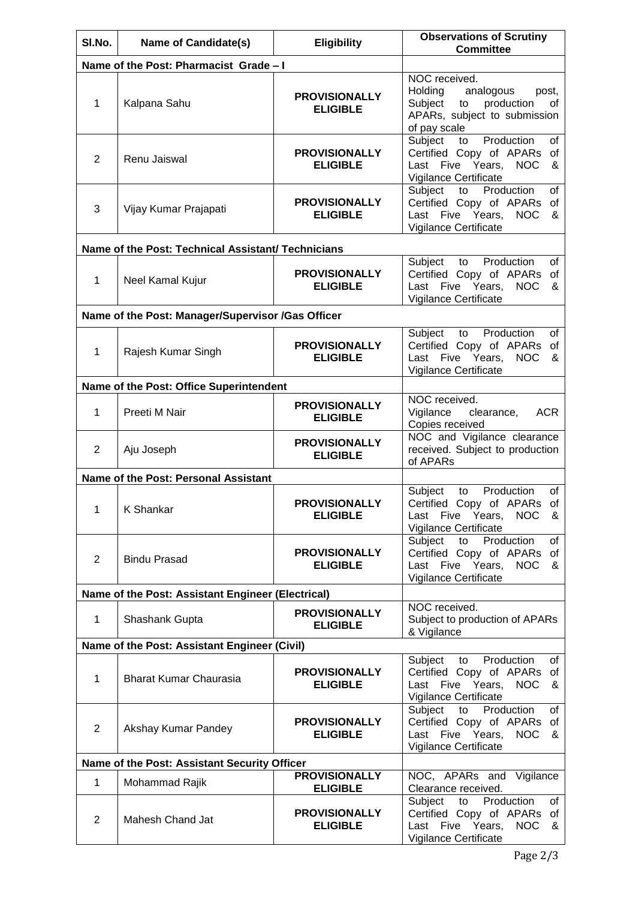| Sl.No. | Name of Candidate(s) | Eligibility | Observations of Scrutiny Committee |
|---|---|---|---|
| **Name of the Post: Pharmacist Grade – I** | | | |
| 1 | Kalpana Sahu | **PROVISIONALLY ELIGIBLE** | NOC received. Holding analogous post, Subject to production of APARs, subject to submission of pay scale |
| 2 | Renu Jaiswal | **PROVISIONALLY ELIGIBLE** | Subject to Production of Certified Copy of APARs of Last Five Years, NOC & Vigilance Certificate |
| 3 | Vijay Kumar Prajapati | **PROVISIONALLY ELIGIBLE** | Subject to Production of Certified Copy of APARs of Last Five Years, NOC & Vigilance Certificate |
| **Name of the Post: Technical Assistant/ Technicians** | | | |
| 1 | Neel Kamal Kujur | **PROVISIONALLY ELIGIBLE** | Subject to Production of Certified Copy of APARs of Last Five Years, NOC & Vigilance Certificate |
| **Name of the Post: Manager/Supervisor /Gas Officer** | | | |
| 1 | Rajesh Kumar Singh | **PROVISIONALLY ELIGIBLE** | Subject to Production of Certified Copy of APARs of Last Five Years, NOC & Vigilance Certificate |
| **Name of the Post: Office Superintendent** | | | |
| 1 | Preeti M Nair | **PROVISIONALLY ELIGIBLE** | NOC received. Vigilance clearance, ACR Copies received |
| 2 | Aju Joseph | **PROVISIONALLY ELIGIBLE** | NOC and Vigilance clearance received. Subject to production of APARs |
| **Name of the Post: Personal Assistant** | | | |
| 1 | K Shankar | **PROVISIONALLY ELIGIBLE** | Subject to Production of Certified Copy of APARs of Last Five Years, NOC & Vigilance Certificate |
| 2 | Bindu Prasad | **PROVISIONALLY ELIGIBLE** | Subject to Production of Certified Copy of APARs of Last Five Years, NOC & Vigilance Certificate |
| **Name of the Post: Assistant Engineer (Electrical)** | | | |
| 1 | Shashank Gupta | **PROVISIONALLY ELIGIBLE** | NOC received. Subject to production of APARs & Vigilance |
| **Name of the Post: Assistant Engineer (Civil)** | | | |
| 1 | Bharat Kumar Chaurasia | **PROVISIONALLY ELIGIBLE** | Subject to Production of Certified Copy of APARs of Last Five Years, NOC & Vigilance Certificate |
| 2 | Akshay Kumar Pandey | **PROVISIONALLY ELIGIBLE** | Subject to Production of Certified Copy of APARs of Last Five Years, NOC & Vigilance Certificate |
| **Name of the Post: Assistant Security Officer** | | | |
| 1 | Mohammad Rajik | **PROVISIONALLY ELIGIBLE** | NOC, APARs and Vigilance Clearance received. |
| 2 | Mahesh Chand Jat | **PROVISIONALLY ELIGIBLE** | Subject to Production of Certified Copy of APARs of Last Five Years, NOC & Vigilance Certificate |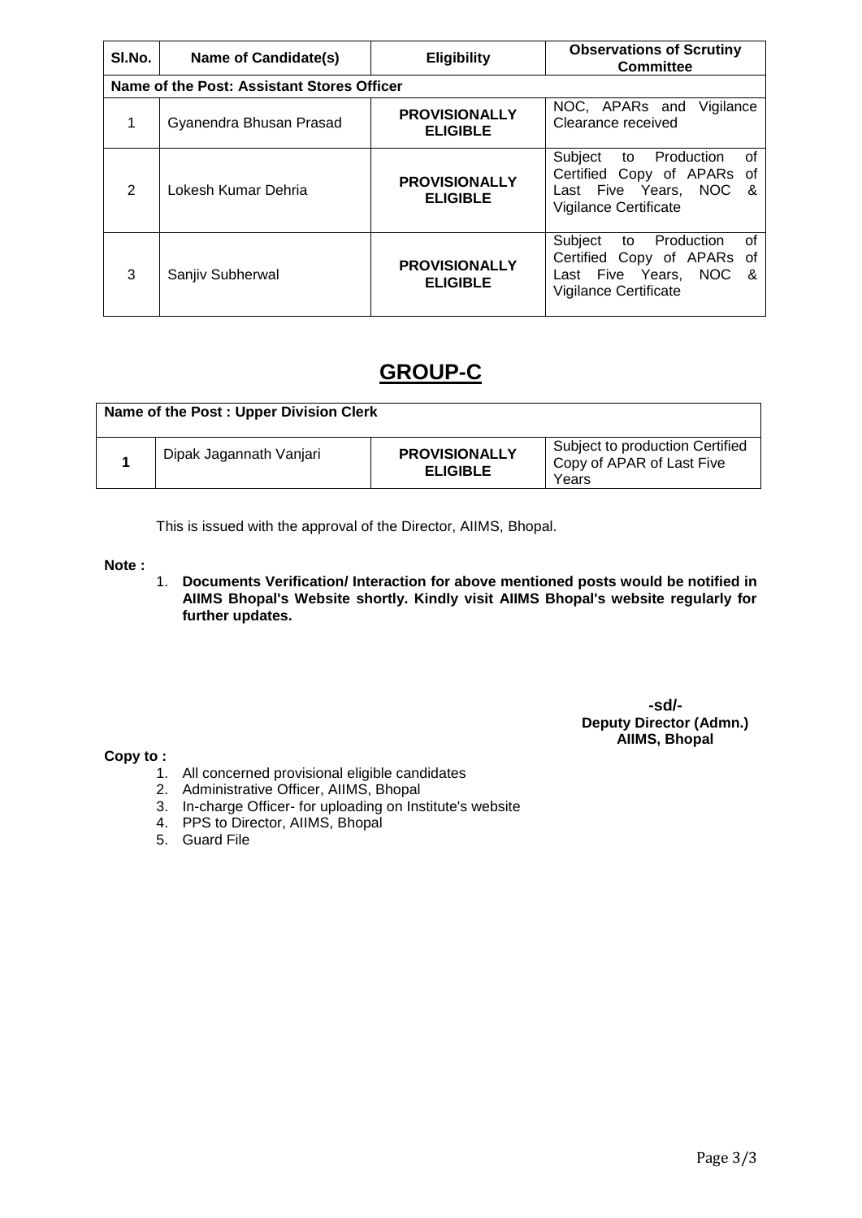| Sl.No. | Name of Candidate(s) | Eligibility | Observations of Scrutiny Committee |
|---|---|---|---|
| **Name of the Post: Assistant Stores Officer** | | | |
| 1 | Gyanendra Bhusan Prasad | **PROVISIONALLY ELIGIBLE** | NOC, APARs and Vigilance Clearance received |
| 2 | Lokesh Kumar Dehria | **PROVISIONALLY ELIGIBLE** | Subject to Production of Certified Copy of APARs of Last Five Years, NOC & Vigilance Certificate |
| 3 | Sanjiv Subherwal | **PROVISIONALLY ELIGIBLE** | Subject to Production of Certified Copy of APARs of Last Five Years, NOC & Vigilance Certificate |

## GROUP-C

| **Name of the Post : Upper Division Clerk** | | | |
|---|---|---|---|
| **1** | Dipak Jagannath Vanjari | **PROVISIONALLY ELIGIBLE** | Subject to production Certified Copy of APAR of Last Five Years |

This is issued with the approval of the Director, AIIMS, Bhopal.

**Note :**

1. **Documents Verification/ Interaction for above mentioned posts would be notified in AIIMS Bhopal's Website shortly. Kindly visit AIIMS Bhopal's website regularly for further updates.**

**-sd/-**
**Deputy Director (Admn.)**
**AIIMS, Bhopal**

**Copy to :**

1. All concerned provisional eligible candidates
2. Administrative Officer, AIIMS, Bhopal
3. In-charge Officer- for uploading on Institute's website
4. PPS to Director, AIIMS, Bhopal
5. Guard File